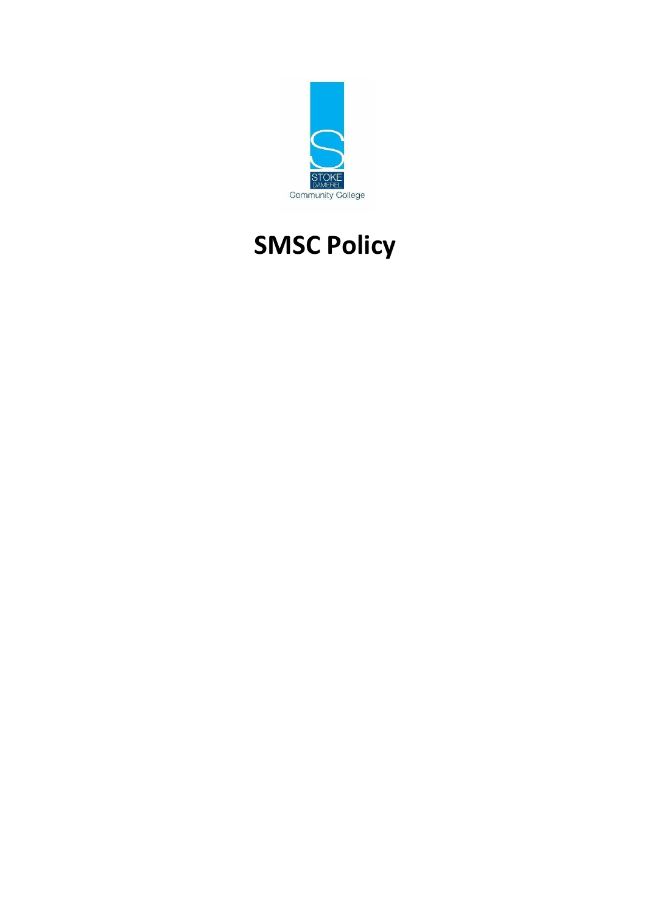STOKE DAMEREL Community College

# SMSC Policy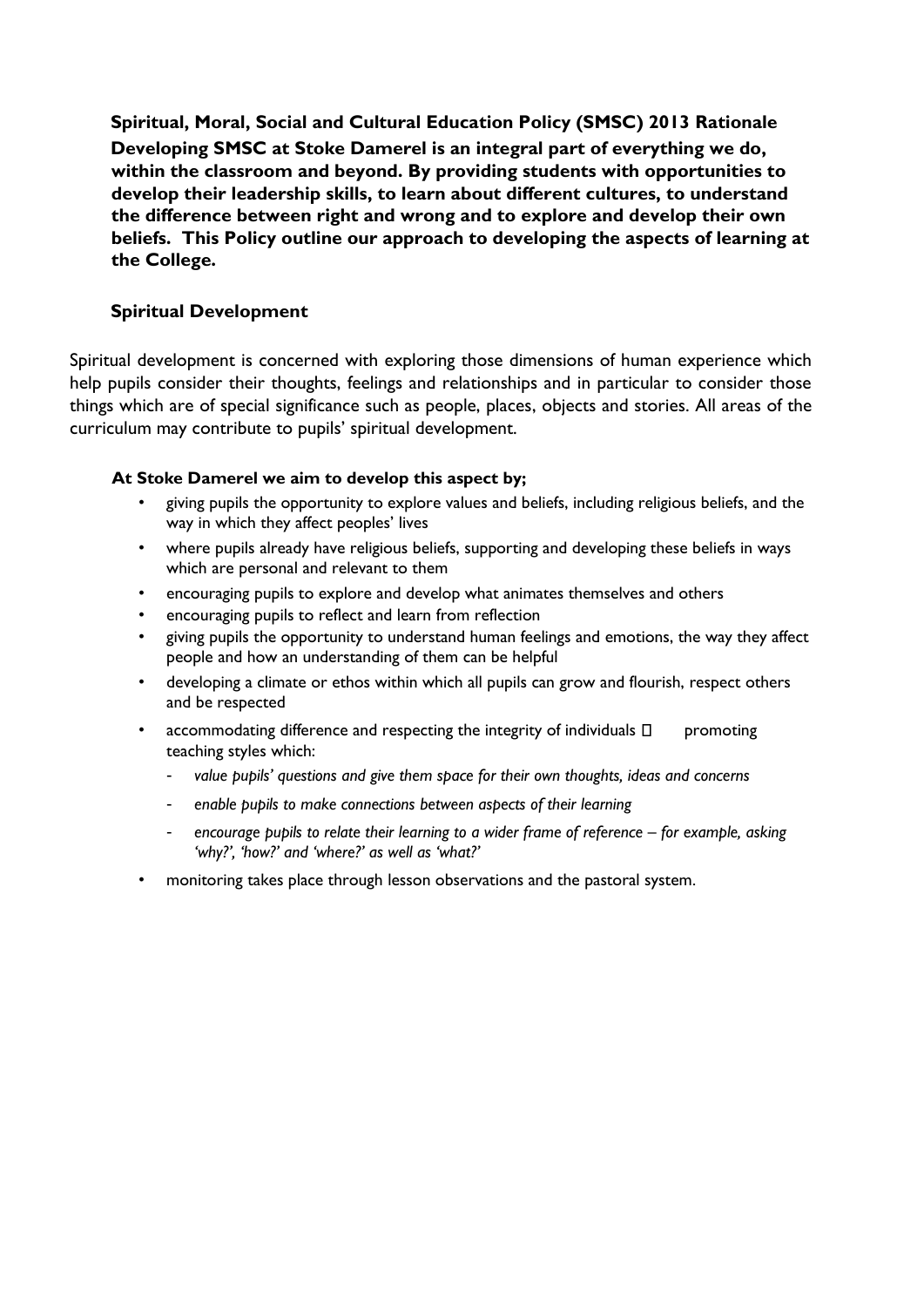**Spiritual, Moral, Social and Cultural Education Policy (SMSC) 2013 Rationale**

**Developing SMSC at Stoke Damerel is an integral part of everything we do, within the classroom and beyond. By providing students with opportunities to develop their leadership skills, to learn about different cultures, to understand the difference between right and wrong and to explore and develop their own beliefs. This Policy outline our approach to developing the aspects of learning at the College.**

## Spiritual Development

Spiritual development is concerned with exploring those dimensions of human experience which help pupils consider their thoughts, feelings and relationships and in particular to consider those things which are of special significance such as people, places, objects and stories. All areas of the curriculum may contribute to pupils' spiritual development.

**At Stoke Damerel we aim to develop this aspect by;**

- giving pupils the opportunity to explore values and beliefs, including religious beliefs, and the way in which they affect peoples' lives
- where pupils already have religious beliefs, supporting and developing these beliefs in ways which are personal and relevant to them
- encouraging pupils to explore and develop what animates themselves and others
- encouraging pupils to reflect and learn from reflection
- giving pupils the opportunity to understand human feelings and emotions, the way they affect people and how an understanding of them can be helpful
- developing a climate or ethos within which all pupils can grow and flourish, respect others and be respected
- accommodating difference and respecting the integrity of individuals  promoting teaching styles which:
  - *value pupils' questions and give them space for their own thoughts, ideas and concerns*
  - *enable pupils to make connections between aspects of their learning*
  - *encourage pupils to relate their learning to a wider frame of reference – for example, asking 'why?', 'how?' and 'where?' as well as 'what?'*
- monitoring takes place through lesson observations and the pastoral system.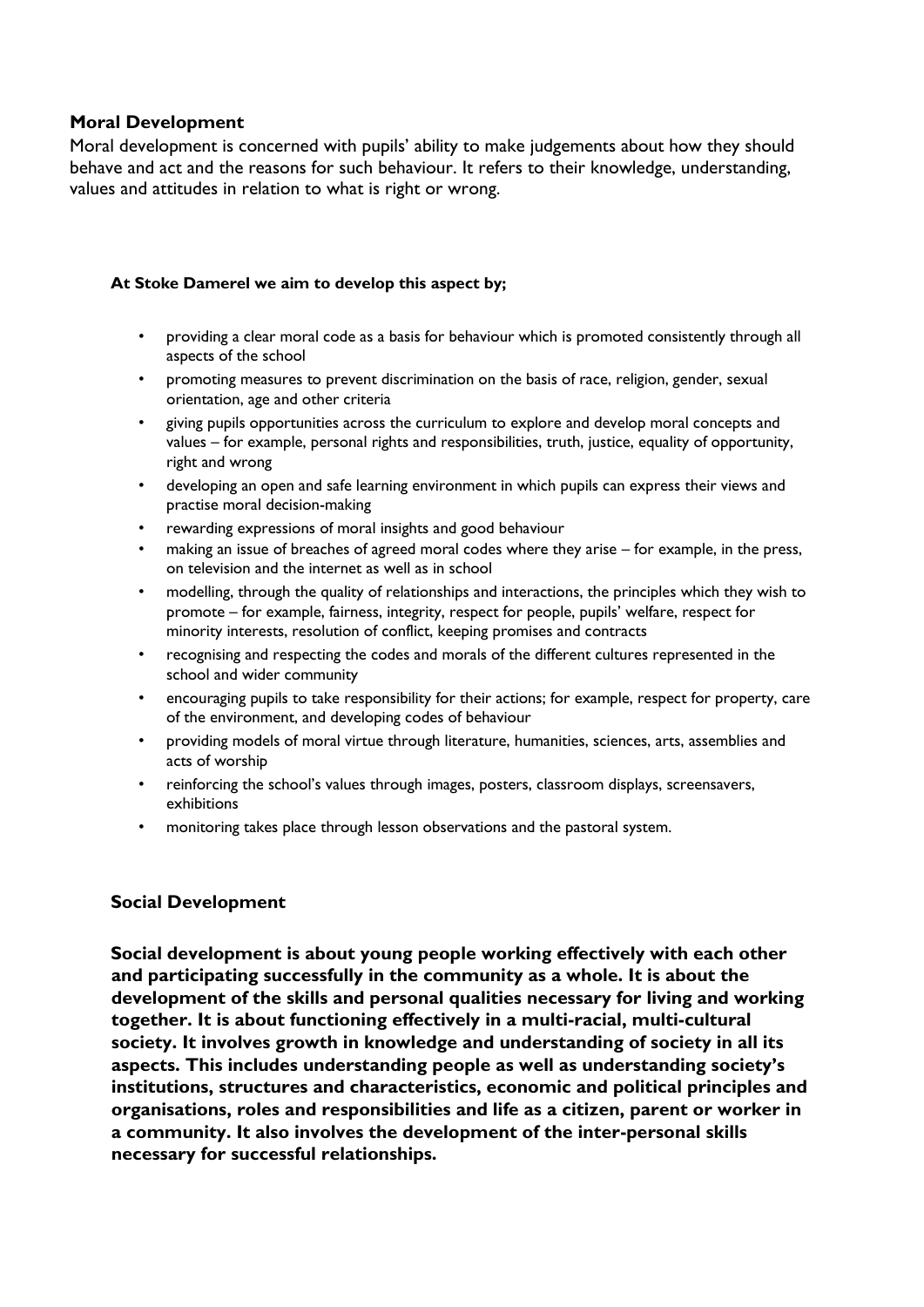## Moral Development

Moral development is concerned with pupils' ability to make judgements about how they should behave and act and the reasons for such behaviour. It refers to their knowledge, understanding, values and attitudes in relation to what is right or wrong.

**At Stoke Damerel we aim to develop this aspect by;**

- providing a clear moral code as a basis for behaviour which is promoted consistently through all aspects of the school
- promoting measures to prevent discrimination on the basis of race, religion, gender, sexual orientation, age and other criteria
- giving pupils opportunities across the curriculum to explore and develop moral concepts and values – for example, personal rights and responsibilities, truth, justice, equality of opportunity, right and wrong
- developing an open and safe learning environment in which pupils can express their views and practise moral decision-making
- rewarding expressions of moral insights and good behaviour
- making an issue of breaches of agreed moral codes where they arise – for example, in the press, on television and the internet as well as in school
- modelling, through the quality of relationships and interactions, the principles which they wish to promote – for example, fairness, integrity, respect for people, pupils' welfare, respect for minority interests, resolution of conflict, keeping promises and contracts
- recognising and respecting the codes and morals of the different cultures represented in the school and wider community
- encouraging pupils to take responsibility for their actions; for example, respect for property, care of the environment, and developing codes of behaviour
- providing models of moral virtue through literature, humanities, sciences, arts, assemblies and acts of worship
- reinforcing the school's values through images, posters, classroom displays, screensavers, exhibitions
- monitoring takes place through lesson observations and the pastoral system.

## Social Development

**Social development is about young people working effectively with each other and participating successfully in the community as a whole. It is about the development of the skills and personal qualities necessary for living and working together. It is about functioning effectively in a multi-racial, multi-cultural society. It involves growth in knowledge and understanding of society in all its aspects. This includes understanding people as well as understanding society's institutions, structures and characteristics, economic and political principles and organisations, roles and responsibilities and life as a citizen, parent or worker in a community. It also involves the development of the inter-personal skills necessary for successful relationships.**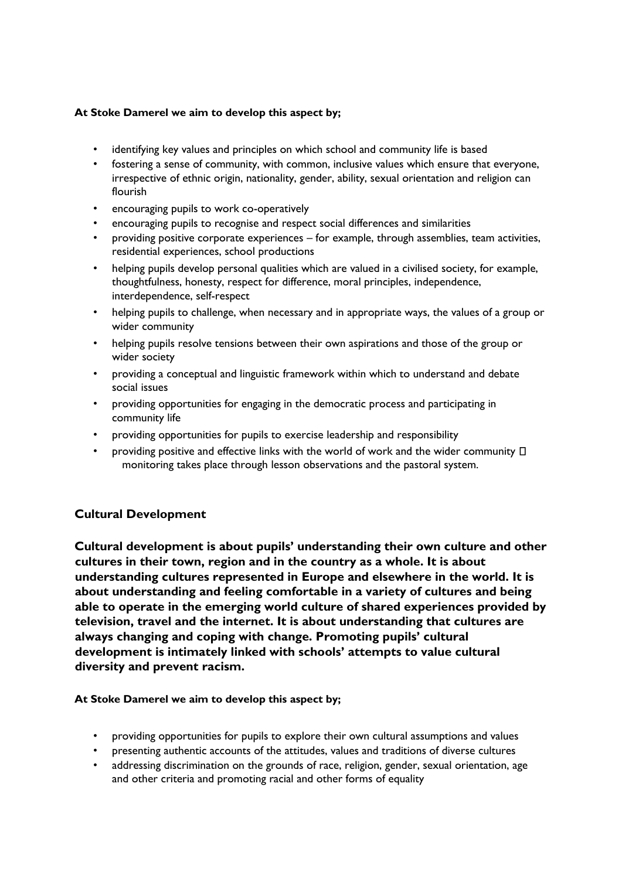**At Stoke Damerel we aim to develop this aspect by;**

- identifying key values and principles on which school and community life is based
- fostering a sense of community, with common, inclusive values which ensure that everyone, irrespective of ethnic origin, nationality, gender, ability, sexual orientation and religion can flourish
- encouraging pupils to work co-operatively
- encouraging pupils to recognise and respect social differences and similarities
- providing positive corporate experiences – for example, through assemblies, team activities, residential experiences, school productions
- helping pupils develop personal qualities which are valued in a civilised society, for example, thoughtfulness, honesty, respect for difference, moral principles, independence, interdependence, self-respect
- helping pupils to challenge, when necessary and in appropriate ways, the values of a group or wider community
- helping pupils resolve tensions between their own aspirations and those of the group or wider society
- providing a conceptual and linguistic framework within which to understand and debate social issues
- providing opportunities for engaging in the democratic process and participating in community life
- providing opportunities for pupils to exercise leadership and responsibility
- providing positive and effective links with the world of work and the wider community  monitoring takes place through lesson observations and the pastoral system.

## Cultural Development

**Cultural development is about pupils' understanding their own culture and other cultures in their town, region and in the country as a whole. It is about understanding cultures represented in Europe and elsewhere in the world. It is about understanding and feeling comfortable in a variety of cultures and being able to operate in the emerging world culture of shared experiences provided by television, travel and the internet. It is about understanding that cultures are always changing and coping with change. Promoting pupils' cultural development is intimately linked with schools' attempts to value cultural diversity and prevent racism.**

**At Stoke Damerel we aim to develop this aspect by;**

- providing opportunities for pupils to explore their own cultural assumptions and values
- presenting authentic accounts of the attitudes, values and traditions of diverse cultures
- addressing discrimination on the grounds of race, religion, gender, sexual orientation, age and other criteria and promoting racial and other forms of equality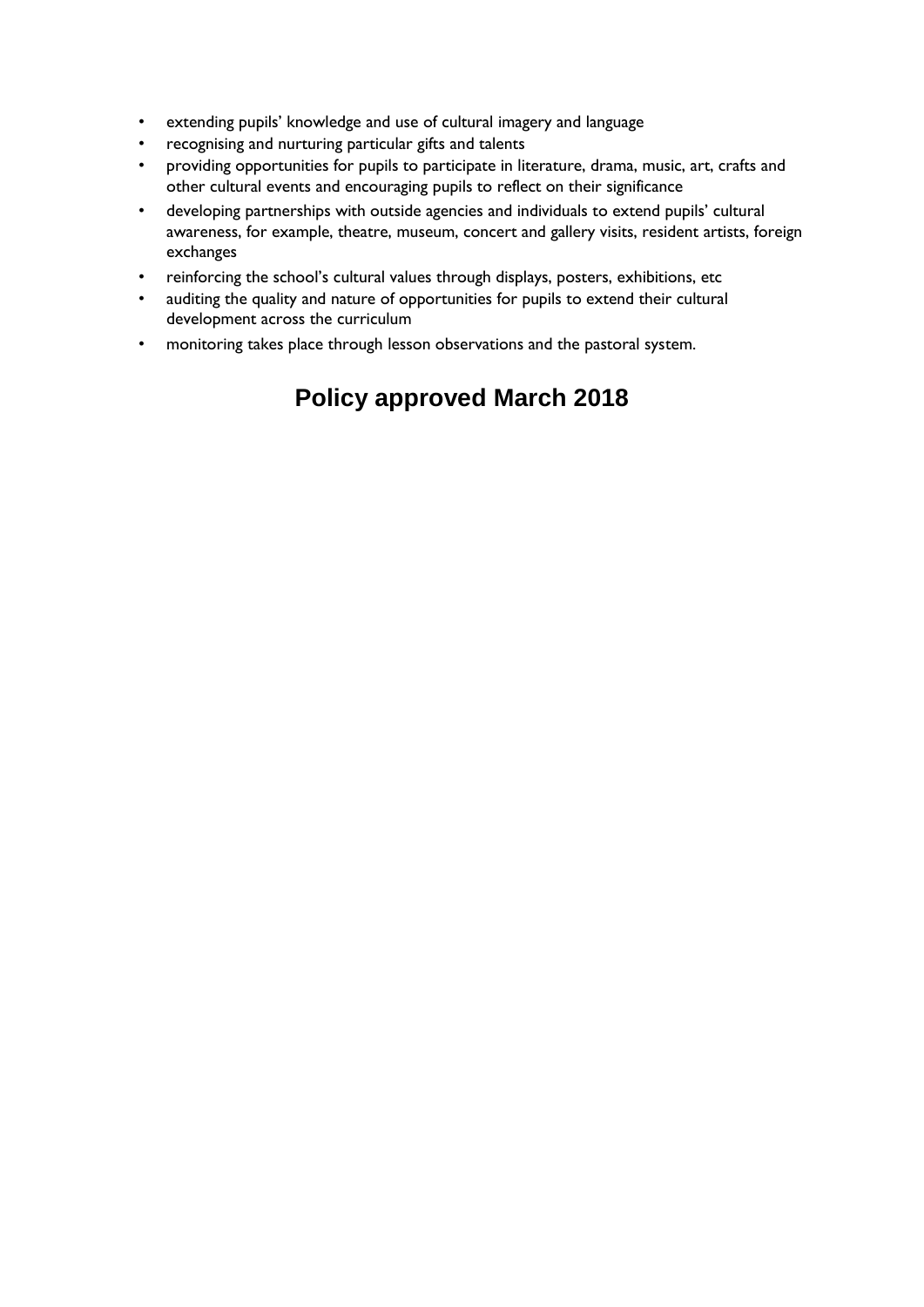- extending pupils' knowledge and use of cultural imagery and language
- recognising and nurturing particular gifts and talents
- providing opportunities for pupils to participate in literature, drama, music, art, crafts and other cultural events and encouraging pupils to reflect on their significance
- developing partnerships with outside agencies and individuals to extend pupils' cultural awareness, for example, theatre, museum, concert and gallery visits, resident artists, foreign exchanges
- reinforcing the school's cultural values through displays, posters, exhibitions, etc
- auditing the quality and nature of opportunities for pupils to extend their cultural development across the curriculum
- monitoring takes place through lesson observations and the pastoral system.

## Policy approved March 2018